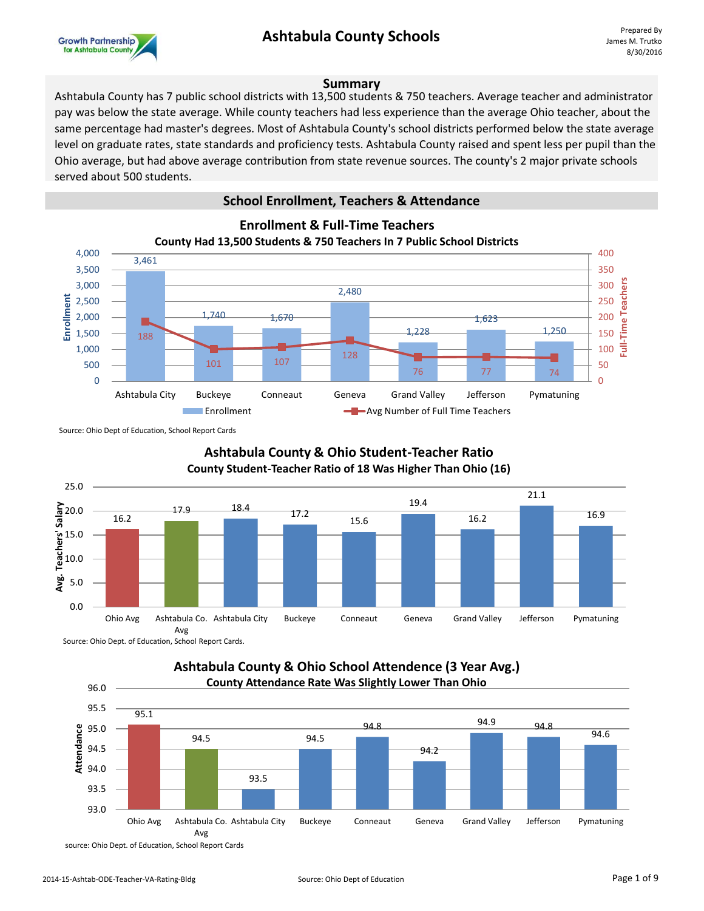# Ashtabula County Schools

Prepared By
James M. Trutko
8/30/2016

## Summary

Ashtabula County has 7 public school districts with 13,500 students & 750 teachers. Average teacher and administrator pay was below the state average. While county teachers had less experience than the average Ohio teacher, about the same percentage had master's degrees. Most of Ashtabula County's school districts performed below the state average level on graduate rates, state standards and proficiency tests. Ashtabula County raised and spent less per pupil than the Ohio average, but had above average contribution from state revenue sources. The county's 2 major private schools served about 500 students.

## School Enrollment, Teachers & Attendance

### Enrollment & Full-Time Teachers

**County Had 13,500 Students & 750 Teachers In 7 Public School Districts**

| District | Enrollment | Avg Number of Full Time Teachers |
|---|---|---|
| Ashtabula City | 3,461 | 188 |
| Buckeye | 1,740 | 101 |
| Conneaut | 1,670 | 107 |
| Geneva | 2,480 | 128 |
| Grand Valley | 1,228 | 76 |
| Jefferson | 1,623 | 77 |
| Pymatuning | 1,250 | 74 |

Source: Ohio Dept of Education, School Report Cards

### Ashtabula County & Ohio Student-Teacher Ratio

**County Student-Teacher Ratio of 18 Was Higher Than Ohio (16)**

| | Avg. Teachers' Salary |
|---|---|
| Ohio Avg | 16.2 |
| Ashtabula Co. Avg | 17.9 |
| Ashtabula City | 18.4 |
| Buckeye | 17.2 |
| Conneaut | 15.6 |
| Geneva | 19.4 |
| Grand Valley | 16.2 |
| Jefferson | 21.1 |
| Pymatuning | 16.9 |

Source: Ohio Dept. of Education, School Report Cards.

### Ashtabula County & Ohio School Attendence (3 Year Avg.)

**County Attendance Rate Was Slightly Lower Than Ohio**

| | Attendance |
|---|---|
| Ohio Avg | 95.1 |
| Ashtabula Co. Avg | 94.5 |
| Ashtabula City | 93.5 |
| Buckeye | 94.5 |
| Conneaut | 94.8 |
| Geneva | 94.2 |
| Grand Valley | 94.9 |
| Jefferson | 94.8 |
| Pymatuning | 94.6 |

source: Ohio Dept. of Education, School Report Cards

2014-15-Ashtab-ODE-Teacher-VA-Rating-Bldg

Source: Ohio Dept of Education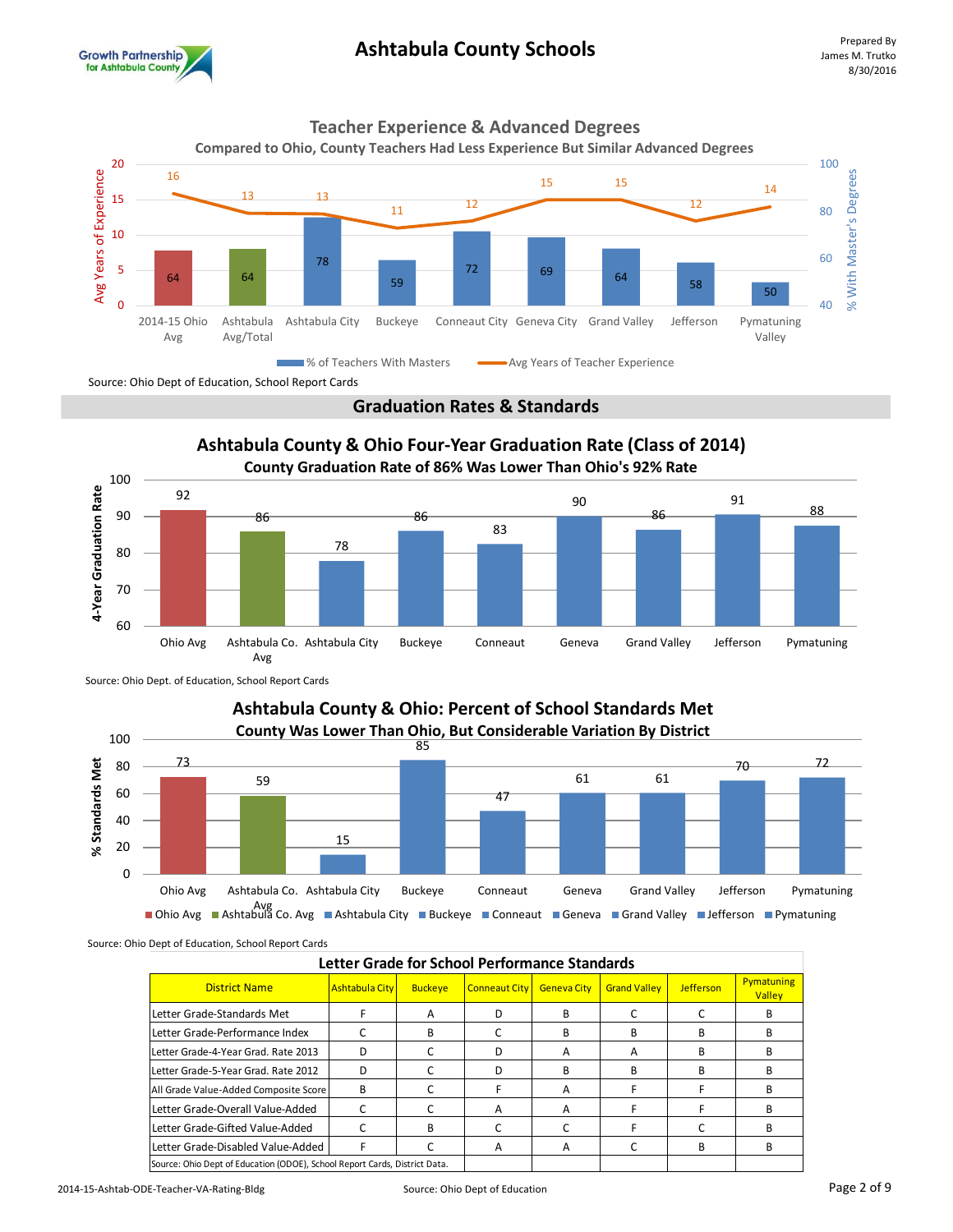# Ashtabula County Schools

Prepared By
James M. Trutko
8/30/2016

## Teacher Experience & Advanced Degrees

### Compared to Ohio, County Teachers Had Less Experience But Similar Advanced Degrees

| | 2014-15 Ohio Avg | Ashtabula Avg/Total | Ashtabula City | Buckeye | Conneaut City | Geneva City | Grand Valley | Jefferson | Pymatuning Valley |
|---|---|---|---|---|---|---|---|---|---|
| % of Teachers With Masters | 64 | 64 | 78 | 59 | 72 | 69 | 64 | 58 | 50 |
| Avg Years of Teacher Experience | 16 | 13 | 13 | 11 | 12 | 15 | 15 | 12 | 14 |

Source: Ohio Dept of Education, School Report Cards

## Graduation Rates & Standards

### Ashtabula County & Ohio Four-Year Graduation Rate (Class of 2014)

#### County Graduation Rate of 86% Was Lower Than Ohio's 92% Rate

| | Ohio Avg | Ashtabula Co. Avg | Ashtabula City | Buckeye | Conneaut | Geneva | Grand Valley | Jefferson | Pymatuning |
|---|---|---|---|---|---|---|---|---|---|
| 4-Year Graduation Rate | 92 | 86 | 78 | 86 | 83 | 90 | 86 | 91 | 88 |

Source: Ohio Dept. of Education, School Report Cards

### Ashtabula County & Ohio: Percent of School Standards Met

#### County Was Lower Than Ohio, But Considerable Variation By District

| | Ohio Avg | Ashtabula Co. Avg | Ashtabula City | Buckeye | Conneaut | Geneva | Grand Valley | Jefferson | Pymatuning |
|---|---|---|---|---|---|---|---|---|---|
| % Standards Met | 73 | 59 | 15 | 85 | 47 | 61 | 61 | 70 | 72 |

Source: Ohio Dept of Education, School Report Cards

### Letter Grade for School Performance Standards

| District Name | Ashtabula City | Buckeye | Conneaut City | Geneva City | Grand Valley | Jefferson | Pymatuning Valley |
|---|---|---|---|---|---|---|---|
| Letter Grade-Standards Met | F | A | D | B | C | C | B |
| Letter Grade-Performance Index | C | B | C | B | B | B | B |
| Letter Grade-4-Year Grad. Rate 2013 | D | C | D | A | A | B | B |
| Letter Grade-5-Year Grad. Rate 2012 | D | C | D | B | B | B | B |
| All Grade Value-Added Composite Score | B | C | F | A | F | F | B |
| Letter Grade-Overall Value-Added | C | C | A | A | F | F | B |
| Letter Grade-Gifted Value-Added | C | B | C | C | F | C | B |
| Letter Grade-Disabled Value-Added | F | C | A | A | C | B | B |

Source: Ohio Dept of Education (ODOE), School Report Cards, District Data.

2014-15-Ashtab-ODE-Teacher-VA-Rating-Bldg

Source: Ohio Dept of Education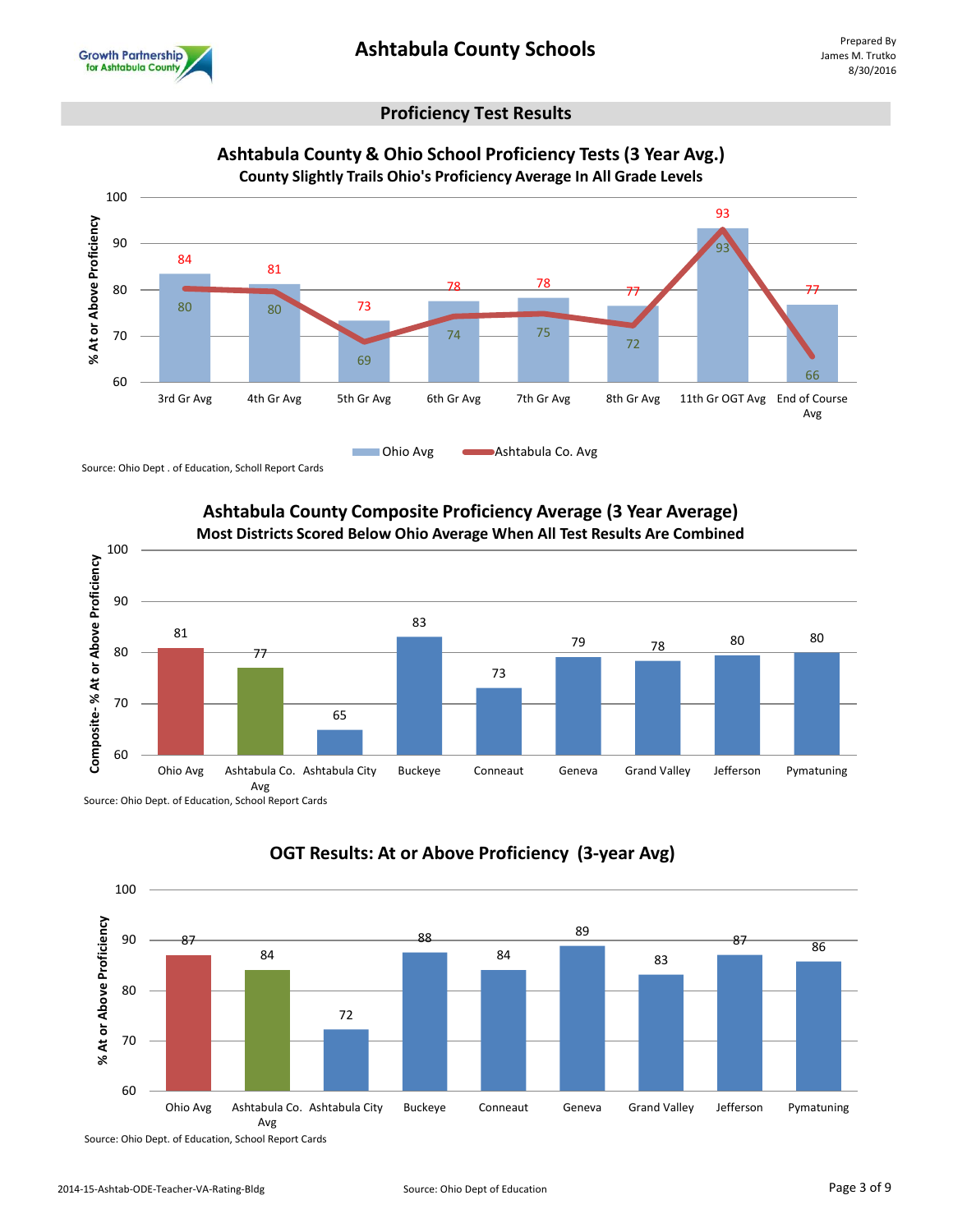## Proficiency Test Results

### Ashtabula County & Ohio School Proficiency Tests (3 Year Avg.)

**County Slightly Trails Ohio's Proficiency Average In All Grade Levels**

| % At or Above Proficiency | Ohio Avg | Ashtabula Co. Avg |
|---|---|---|
| 3rd Gr Avg | 84 | 80 |
| 4th Gr Avg | 81 | 80 |
| 5th Gr Avg | 73 | 69 |
| 6th Gr Avg | 78 | 74 |
| 7th Gr Avg | 78 | 75 |
| 8th Gr Avg | 77 | 72 |
| 11th Gr OGT Avg | 93 | 93 |
| End of Course Avg | 77 | 66 |

Source: Ohio Dept . of Education, Scholl Report Cards

### Ashtabula County Composite Proficiency Average (3 Year Average)

**Most Districts Scored Below Ohio Average When All Test Results Are Combined**

| | Composite- % At or Above Proficiency |
|---|---|
| Ohio Avg | 81 |
| Ashtabula Co. Avg | 77 |
| Ashtabula City | 65 |
| Buckeye | 83 |
| Conneaut | 73 |
| Geneva | 79 |
| Grand Valley | 78 |
| Jefferson | 80 |
| Pymatuning | 80 |

Source: Ohio Dept. of Education, School Report Cards

### OGT Results: At or Above Proficiency (3-year Avg)

| | % At or Above Proficiency |
|---|---|
| Ohio Avg | 87 |
| Ashtabula Co. Avg | 84 |
| Ashtabula City | 72 |
| Buckeye | 88 |
| Conneaut | 84 |
| Geneva | 89 |
| Grand Valley | 83 |
| Jefferson | 87 |
| Pymatuning | 86 |

Source: Ohio Dept. of Education, School Report Cards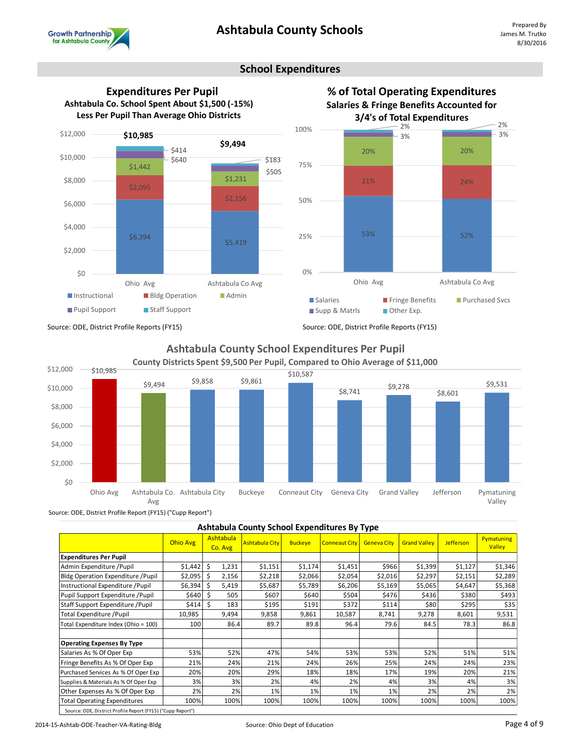## School Expenditures

### Expenditures Per Pupil

**Ashtabula Co. School Spent About $1,500 (-15%) Less Per Pupil Than Average Ohio Districts**

| | Ohio Avg | Ashtabula Co Avg |
|---|---|---|
| Instructional | $6,394 | $5,419 |
| Bldg Operation | $2,095 | $2,156 |
| Admin | $1,442 | $1,231 |
| Pupil Support | $640 | $505 |
| Staff Support | $414 | $183 |
| Total | $10,985 | $9,494 |

Source: ODE, District Profile Reports (FY15)

### % of Total Operating Expenditures

**Salaries & Fringe Benefits Accounted for 3/4's of Total Expenditures**

| | Ohio Avg | Ashtabula Co Avg |
|---|---|---|
| Salaries | 53% | 52% |
| Fringe Benefits | 21% | 24% |
| Purchased Svcs | 20% | 20% |
| Supp & Matrls | 3% | 3% |
| Other Exp. | 2% | 2% |

Source: ODE, District Profile Reports (FY15)

### Ashtabula County School Expenditures Per Pupil

**County Districts Spent $9,500 Per Pupil, Compared to Ohio Average of $11,000**

| District | Expenditure Per Pupil |
|---|---|
| Ohio Avg | $10,985 |
| Ashtabula Co. Avg | $9,494 |
| Ashtabula City | $9,858 |
| Buckeye | $9,861 |
| Conneaut City | $10,587 |
| Geneva City | $8,741 |
| Grand Valley | $9,278 |
| Jefferson | $8,601 |
| Pymatuning Valley | $9,531 |

Source: ODE, District Profile Report (FY15) ("Cupp Report")

### Ashtabula County School Expenditures By Type

| | Ohio Avg | Ashtabula Co. Avg | Ashtabula City | Buckeye | Conneaut City | Geneva City | Grand Valley | Jefferson | Pymatuning Valley |
|---|---|---|---|---|---|---|---|---|---|
| **Expenditures Per Pupil** | | | | | | | | | |
| Admin Expenditure /Pupil | $1,442 | $ 1,231 | $1,151 | $1,174 | $1,451 | $966 | $1,399 | $1,127 | $1,346 |
| Bldg Operation Expenditure /Pupil | $2,095 | $ 2,156 | $2,218 | $2,066 | $2,054 | $2,016 | $2,297 | $2,151 | $2,289 |
| Instructional Expenditure /Pupil | $6,394 | $ 5,419 | $5,687 | $5,789 | $6,206 | $5,169 | $5,065 | $4,647 | $5,368 |
| Pupil Support Expenditure /Pupil | $640 | $ 505 | $607 | $640 | $504 | $476 | $436 | $380 | $493 |
| Staff Support Expenditure /Pupil | $414 | $ 183 | $195 | $191 | $372 | $114 | $80 | $295 | $35 |
| Total Expenditure /Pupil | 10,985 | 9,494 | 9,858 | 9,861 | 10,587 | 8,741 | 9,278 | 8,601 | 9,531 |
| Total Expenditure Index (Ohio = 100) | 100 | 86.4 | 89.7 | 89.8 | 96.4 | 79.6 | 84.5 | 78.3 | 86.8 |
| | | | | | | | | | |
| **Operating Expenses By Type** | | | | | | | | | |
| Salaries As % Of Oper Exp | 53% | 52% | 47% | 54% | 53% | 53% | 52% | 51% | 51% |
| Fringe Benefits As % Of Oper Exp | 21% | 24% | 21% | 24% | 26% | 25% | 24% | 24% | 23% |
| Purchased Services As % Of Oper Exp | 20% | 20% | 29% | 18% | 18% | 17% | 19% | 20% | 21% |
| Supplies & Materials As % Of Oper Exp | 3% | 3% | 2% | 4% | 2% | 4% | 3% | 4% | 3% |
| Other Expenses As % Of Oper Exp | 2% | 2% | 1% | 1% | 1% | 1% | 2% | 2% | 2% |
| Total Operating Expenditures | 100% | 100% | 100% | 100% | 100% | 100% | 100% | 100% | 100% |

Source: ODE, District Profile Report (FY15) ("Cupp Report")

Source: Ohio Dept of Education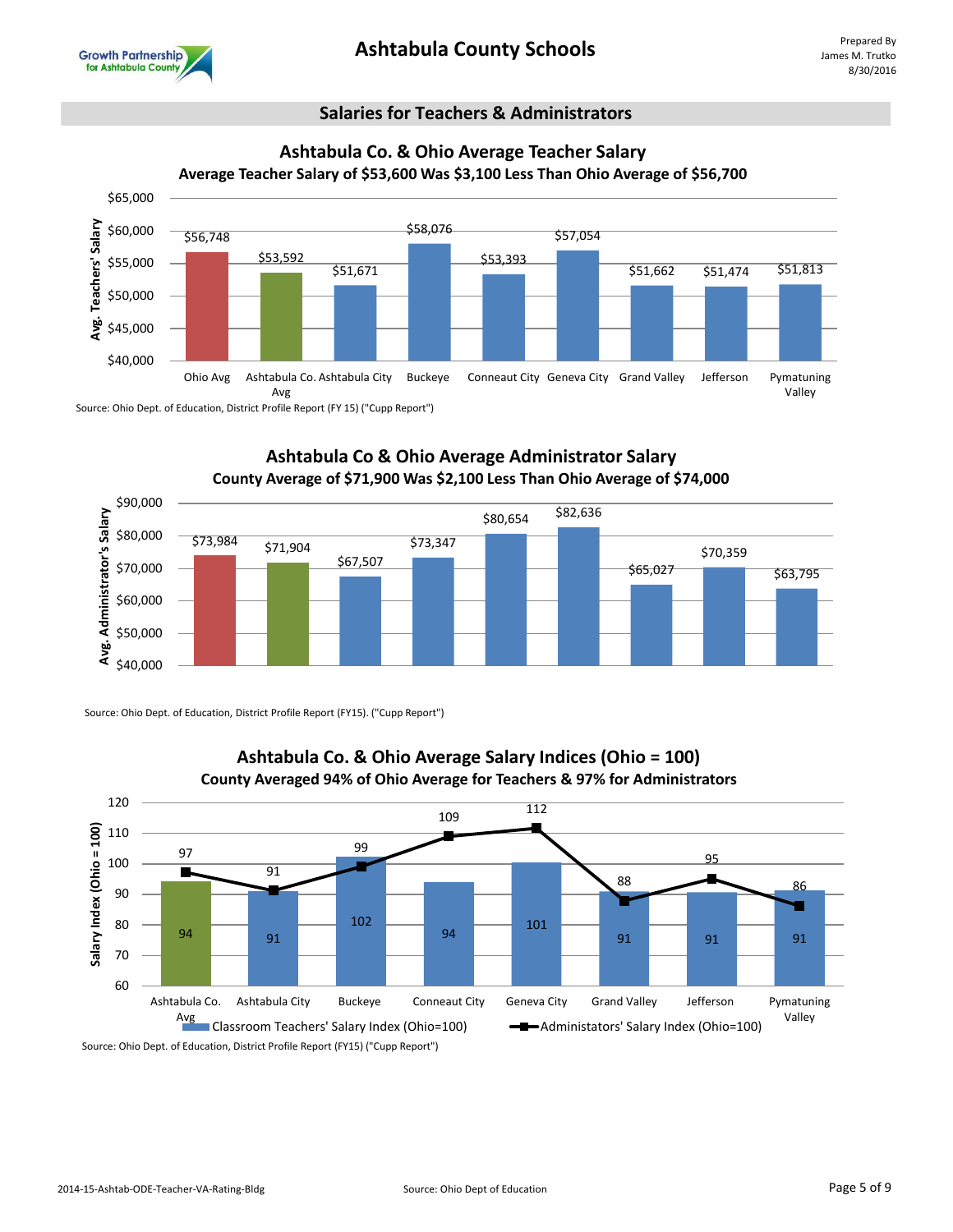# Ashtabula County Schools

Prepared By
James M. Trutko
8/30/2016

## Salaries for Teachers & Administrators

### Ashtabula Co. & Ohio Average Teacher Salary

**Average Teacher Salary of $53,600 Was $3,100 Less Than Ohio Average of $56,700**

| District | Avg. Teachers' Salary |
|---|---|
| Ohio Avg | $56,748 |
| Ashtabula Co. Avg | $53,592 |
| Ashtabula City | $51,671 |
| Buckeye | $58,076 |
| Conneaut City | $53,393 |
| Geneva City | $57,054 |
| Grand Valley | $51,662 |
| Jefferson | $51,474 |
| Pymatuning Valley | $51,813 |

Source: Ohio Dept. of Education, District Profile Report (FY 15) ("Cupp Report")

### Ashtabula Co & Ohio Average Administrator Salary

**County Average of $71,900 Was $2,100 Less Than Ohio Average of $74,000**

| District | Avg. Administrator's Salary |
|---|---|
| Ohio Avg | $73,984 |
| Ashtabula Co. Avg | $71,904 |
| Ashtabula City | $67,507 |
| Buckeye | $73,347 |
| Conneaut City | $80,654 |
| Geneva City | $82,636 |
| Grand Valley | $65,027 |
| Jefferson | $70,359 |
| Pymatuning Valley | $63,795 |

Source: Ohio Dept. of Education, District Profile Report (FY15). ("Cupp Report")

### Ashtabula Co. & Ohio Average Salary Indices (Ohio = 100)

**County Averaged 94% of Ohio Average for Teachers & 97% for Administrators**

| District | Classroom Teachers' Salary Index (Ohio=100) | Administators' Salary Index (Ohio=100) |
|---|---|---|
| Ashtabula Co. Avg | 94 | 97 |
| Ashtabula City | 91 | 91 |
| Buckeye | 102 | 99 |
| Conneaut City | 94 | 109 |
| Geneva City | 101 | 112 |
| Grand Valley | 91 | 88 |
| Jefferson | 91 | 95 |
| Pymatuning Valley | 91 | 86 |

Source: Ohio Dept. of Education, District Profile Report (FY15) ("Cupp Report")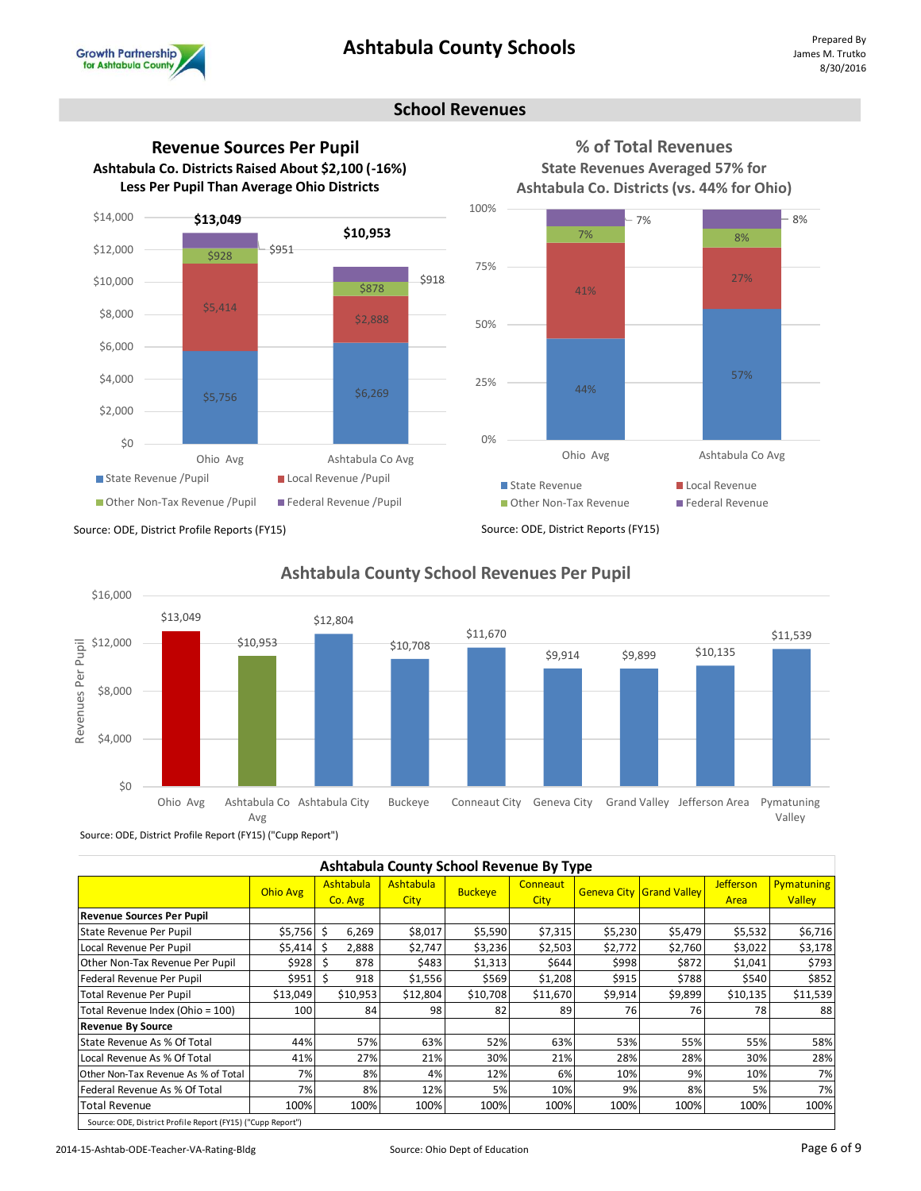## School Revenues

### Revenue Sources Per Pupil

**Ashtabula Co. Districts Raised About $2,100 (-16%) Less Per Pupil Than Average Ohio Districts**

| | Ohio Avg | Ashtabula Co Avg |
|---|---|---|
| State Revenue /Pupil | $5,756 | $6,269 |
| Local Revenue /Pupil | $5,414 | $2,888 |
| Other Non-Tax Revenue /Pupil | $928 | $878 |
| Federal Revenue /Pupil | $951 | $918 |
| Total | $13,049 | $10,953 |

Source: ODE, District Profile Reports (FY15)

### % of Total Revenues

**State Revenues Averaged 57% for Ashtabula Co. Districts (vs. 44% for Ohio)**

| | Ohio Avg | Ashtabula Co Avg |
|---|---|---|
| State Revenue | 44% | 57% |
| Local Revenue | 41% | 27% |
| Other Non-Tax Revenue | 7% | 8% |
| Federal Revenue | 7% | 8% |

Source: ODE, District Reports (FY15)

### Ashtabula County School Revenues Per Pupil

| District | Revenues Per Pupil |
|---|---|
| Ohio Avg | $13,049 |
| Ashtabula Co Avg | $10,953 |
| Ashtabula City | $12,804 |
| Buckeye | $10,708 |
| Conneaut City | $11,670 |
| Geneva City | $9,914 |
| Grand Valley | $9,899 |
| Jefferson Area | $10,135 |
| Pymatuning Valley | $11,539 |

Source: ODE, District Profile Report (FY15) ("Cupp Report")

### Ashtabula County School Revenue By Type

| | Ohio Avg | Ashtabula Co. Avg | Ashtabula City | Buckeye | Conneaut City | Geneva City | Grand Valley | Jefferson Area | Pymatuning Valley |
|---|---|---|---|---|---|---|---|---|---|
| **Revenue Sources Per Pupil** | | | | | | | | | |
| State Revenue Per Pupil | $5,756 | $ 6,269 | $8,017 | $5,590 | $7,315 | $5,230 | $5,479 | $5,532 | $6,716 |
| Local Revenue Per Pupil | $5,414 | $ 2,888 | $2,747 | $3,236 | $2,503 | $2,772 | $2,760 | $3,022 | $3,178 |
| Other Non-Tax Revenue Per Pupil | $928 | $ 878 | $483 | $1,313 | $644 | $998 | $872 | $1,041 | $793 |
| Federal Revenue Per Pupil | $951 | $ 918 | $1,556 | $569 | $1,208 | $915 | $788 | $540 | $852 |
| Total Revenue Per Pupil | $13,049 | $10,953 | $12,804 | $10,708 | $11,670 | $9,914 | $9,899 | $10,135 | $11,539 |
| Total Revenue Index (Ohio = 100) | 100 | 84 | 98 | 82 | 89 | 76 | 76 | 78 | 88 |
| **Revenue By Source** | | | | | | | | | |
| State Revenue As % Of Total | 44% | 57% | 63% | 52% | 63% | 53% | 55% | 55% | 58% |
| Local Revenue As % Of Total | 41% | 27% | 21% | 30% | 21% | 28% | 28% | 30% | 28% |
| Other Non-Tax Revenue As % of Total | 7% | 8% | 4% | 12% | 6% | 10% | 9% | 10% | 7% |
| Federal Revenue As % Of Total | 7% | 8% | 12% | 5% | 10% | 9% | 8% | 5% | 7% |
| Total Revenue | 100% | 100% | 100% | 100% | 100% | 100% | 100% | 100% | 100% |

Source: ODE, District Profile Report (FY15) ("Cupp Report")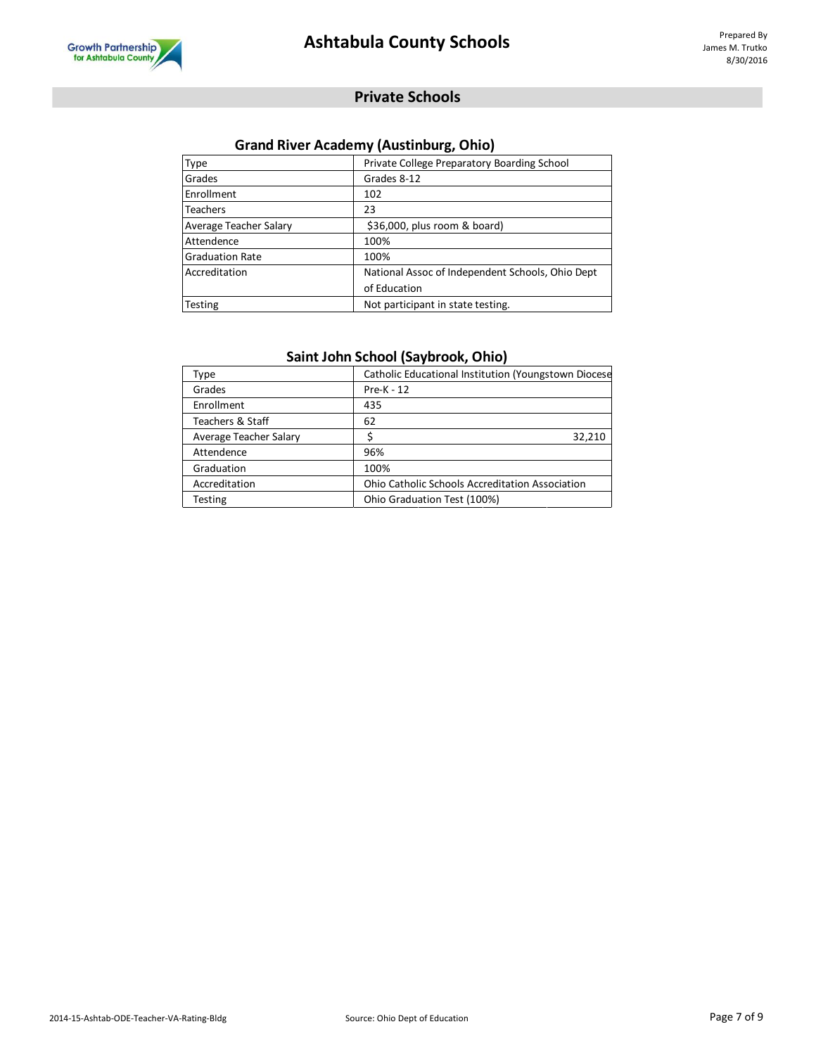## Private Schools

### Grand River Academy (Austinburg, Ohio)

| | |
|---|---|
| Type | Private College Preparatory Boarding School |
| Grades | Grades 8-12 |
| Enrollment | 102 |
| Teachers | 23 |
| Average Teacher Salary | $36,000, plus room & board) |
| Attendence | 100% |
| Graduation Rate | 100% |
| Accreditation | National Assoc of Independent Schools, Ohio Dept of Education |
| Testing | Not participant in state testing. |

### Saint John School (Saybrook, Ohio)

| | |
|---|---|
| Type | Catholic Educational Institution (Youngstown Diocese |
| Grades | Pre-K - 12 |
| Enrollment | 435 |
| Teachers & Staff | 62 |
| Average Teacher Salary | $ 32,210 |
| Attendence | 96% |
| Graduation | 100% |
| Accreditation | Ohio Catholic Schools Accreditation Association |
| Testing | Ohio Graduation Test (100%) |

2014-15-Ashtab-ODE-Teacher-VA-Rating-Bldg

Source: Ohio Dept of Education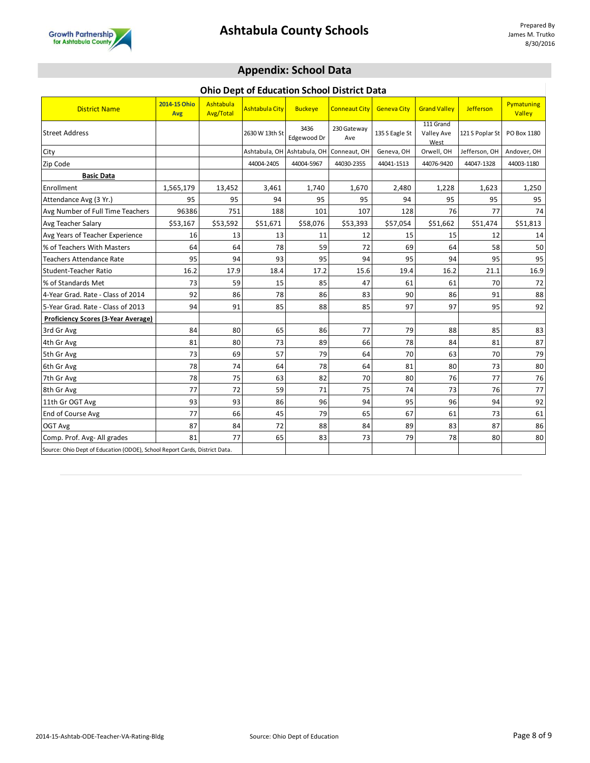# Ashtabula County Schools

Prepared By
James M. Trutko
8/30/2016

## Appendix: School Data

### Ohio Dept of Education School District Data

| District Name | 2014-15 Ohio Avg | Ashtabula Avg/Total | Ashtabula City | Buckeye | Conneaut City | Geneva City | Grand Valley | Jefferson | Pymatuning Valley |
|---|---|---|---|---|---|---|---|---|---|
| Street Address | | | 2630 W 13th St | 3436 Edgewood Dr | 230 Gateway Ave | 135 S Eagle St | 111 Grand Valley Ave West | 121 S Poplar St | PO Box 1180 |
| City | | | Ashtabula, OH | Ashtabula, OH | Conneaut, OH | Geneva, OH | Orwell, OH | Jefferson, OH | Andover, OH |
| Zip Code | | | 44004-2405 | 44004-5967 | 44030-2355 | 44041-1513 | 44076-9420 | 44047-1328 | 44003-1180 |
| **Basic Data** | | | | | | | | | |
| Enrollment | 1,565,179 | 13,452 | 3,461 | 1,740 | 1,670 | 2,480 | 1,228 | 1,623 | 1,250 |
| Attendance Avg (3 Yr.) | 95 | 95 | 94 | 95 | 95 | 94 | 95 | 95 | 95 |
| Avg Number of Full Time Teachers | 96386 | 751 | 188 | 101 | 107 | 128 | 76 | 77 | 74 |
| Avg Teacher Salary | $53,167 | $53,592 | $51,671 | $58,076 | $53,393 | $57,054 | $51,662 | $51,474 | $51,813 |
| Avg Years of Teacher Experience | 16 | 13 | 13 | 11 | 12 | 15 | 15 | 12 | 14 |
| % of Teachers With Masters | 64 | 64 | 78 | 59 | 72 | 69 | 64 | 58 | 50 |
| Teachers Attendance Rate | 95 | 94 | 93 | 95 | 94 | 95 | 94 | 95 | 95 |
| Student-Teacher Ratio | 16.2 | 17.9 | 18.4 | 17.2 | 15.6 | 19.4 | 16.2 | 21.1 | 16.9 |
| % of Standards Met | 73 | 59 | 15 | 85 | 47 | 61 | 61 | 70 | 72 |
| 4-Year Grad. Rate - Class of 2014 | 92 | 86 | 78 | 86 | 83 | 90 | 86 | 91 | 88 |
| 5-Year Grad. Rate - Class of 2013 | 94 | 91 | 85 | 88 | 85 | 97 | 97 | 95 | 92 |
| **Proficiency Scores (3-Year Average)** | | | | | | | | | |
| 3rd Gr Avg | 84 | 80 | 65 | 86 | 77 | 79 | 88 | 85 | 83 |
| 4th Gr Avg | 81 | 80 | 73 | 89 | 66 | 78 | 84 | 81 | 87 |
| 5th Gr Avg | 73 | 69 | 57 | 79 | 64 | 70 | 63 | 70 | 79 |
| 6th Gr Avg | 78 | 74 | 64 | 78 | 64 | 81 | 80 | 73 | 80 |
| 7th Gr Avg | 78 | 75 | 63 | 82 | 70 | 80 | 76 | 77 | 76 |
| 8th Gr Avg | 77 | 72 | 59 | 71 | 75 | 74 | 73 | 76 | 77 |
| 11th Gr OGT Avg | 93 | 93 | 86 | 96 | 94 | 95 | 96 | 94 | 92 |
| End of Course Avg | 77 | 66 | 45 | 79 | 65 | 67 | 61 | 73 | 61 |
| OGT Avg | 87 | 84 | 72 | 88 | 84 | 89 | 83 | 87 | 86 |
| Comp. Prof. Avg- All grades | 81 | 77 | 65 | 83 | 73 | 79 | 78 | 80 | 80 |

Source: Ohio Dept of Education (ODOE), School Report Cards, District Data.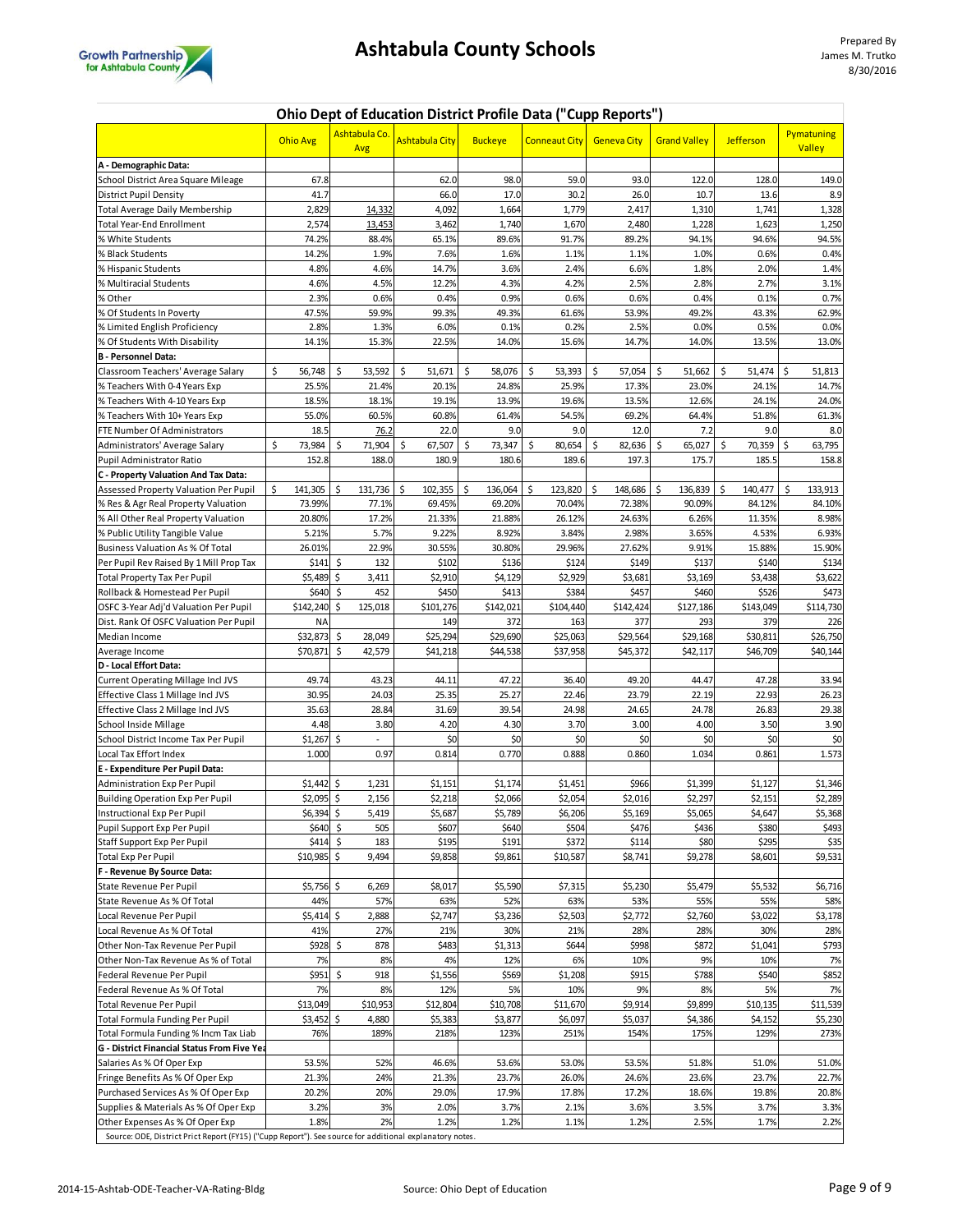# Ashtabula County Schools

Prepared By
James M. Trutko
8/30/2016

## Ohio Dept of Education District Profile Data ("Cupp Reports")

| | Ohio Avg | Ashtabula Co. Avg | Ashtabula City | Buckeye | Conneaut City | Geneva City | Grand Valley | Jefferson | Pymatuning Valley |
|---|---|---|---|---|---|---|---|---|---|
| **A - Demographic Data:** | | | | | | | | | |
| School District Area Square Mileage | 67.8 | | 62.0 | 98.0 | 59.0 | 93.0 | 122.0 | 128.0 | 149.0 |
| District Pupil Density | 41.7 | | 66.0 | 17.0 | 30.2 | 26.0 | 10.7 | 13.6 | 8.9 |
| Total Average Daily Membership | 2,829 | 14,332 | 4,092 | 1,664 | 1,779 | 2,417 | 1,310 | 1,741 | 1,328 |
| Total Year-End Enrollment | 2,574 | 13,453 | 3,462 | 1,740 | 1,670 | 2,480 | 1,228 | 1,623 | 1,250 |
| % White Students | 74.2% | 88.4% | 65.1% | 89.6% | 91.7% | 89.2% | 94.1% | 94.6% | 94.5% |
| % Black Students | 14.2% | 1.9% | 7.6% | 1.6% | 1.1% | 1.1% | 1.0% | 0.6% | 0.4% |
| % Hispanic Students | 4.8% | 4.6% | 14.7% | 3.6% | 2.4% | 6.6% | 1.8% | 2.0% | 1.4% |
| % Multiracial Students | 4.6% | 4.5% | 12.2% | 4.3% | 4.2% | 2.5% | 2.8% | 2.7% | 3.1% |
| % Other | 2.3% | 0.6% | 0.4% | 0.9% | 0.6% | 0.6% | 0.4% | 0.1% | 0.7% |
| % Of Students In Poverty | 47.5% | 59.9% | 99.3% | 49.3% | 61.6% | 53.9% | 49.2% | 43.3% | 62.9% |
| % Limited English Proficiency | 2.8% | 1.3% | 6.0% | 0.1% | 0.2% | 2.5% | 0.0% | 0.5% | 0.0% |
| % Of Students With Disability | 14.1% | 15.3% | 22.5% | 14.0% | 15.6% | 14.7% | 14.0% | 13.5% | 13.0% |
| **B - Personnel Data:** | | | | | | | | | |
| Classroom Teachers' Average Salary | $ 56,748 | $ 53,592 | $ 51,671 | $ 58,076 | $ 53,393 | $ 57,054 | $ 51,662 | $ 51,474 | $ 51,813 |
| % Teachers With 0-4 Years Exp | 25.5% | 21.4% | 20.1% | 24.8% | 25.9% | 17.3% | 23.0% | 24.1% | 14.7% |
| % Teachers With 4-10 Years Exp | 18.5% | 18.1% | 19.1% | 13.9% | 19.6% | 13.5% | 12.6% | 24.1% | 24.0% |
| % Teachers With 10+ Years Exp | 55.0% | 60.5% | 60.8% | 61.4% | 54.5% | 69.2% | 64.4% | 51.8% | 61.3% |
| FTE Number Of Administrators | 18.5 | 76.2 | 22.0 | 9.0 | 9.0 | 12.0 | 7.2 | 9.0 | 8.0 |
| Administrators' Average Salary | $ 73,984 | $ 71,904 | $ 67,507 | $ 73,347 | $ 80,654 | $ 82,636 | $ 65,027 | $ 70,359 | $ 63,795 |
| Pupil Administrator Ratio | 152.8 | 188.0 | 180.9 | 180.6 | 189.6 | 197.3 | 175.7 | 185.5 | 158.8 |
| **C - Property Valuation And Tax Data:** | | | | | | | | | |
| Assessed Property Valuation Per Pupil | $ 141,305 | $ 131,736 | $ 102,355 | $ 136,064 | $ 123,820 | $ 148,686 | $ 136,839 | $ 140,477 | $ 133,913 |
| % Res & Agr Real Property Valuation | 73.99% | 77.1% | 69.45% | 69.20% | 70.04% | 72.38% | 90.09% | 84.12% | 84.10% |
| % All Other Real Property Valuation | 20.80% | 17.2% | 21.33% | 21.88% | 26.12% | 24.63% | 6.26% | 11.35% | 8.98% |
| % Public Utility Tangible Value | 5.21% | 5.7% | 9.22% | 8.92% | 3.84% | 2.98% | 3.65% | 4.53% | 6.93% |
| Business Valuation As % Of Total | 26.01% | 22.9% | 30.55% | 30.80% | 29.96% | 27.62% | 9.91% | 15.88% | 15.90% |
| Per Pupil Rev Raised By 1 Mill Prop Tax | $141 | $ 132 | $102 | $136 | $124 | $149 | $137 | $140 | $134 |
| Total Property Tax Per Pupil | $5,489 | $ 3,411 | $2,910 | $4,129 | $2,929 | $3,681 | $3,169 | $3,438 | $3,622 |
| Rollback & Homestead Per Pupil | $640 | $ 452 | $450 | $413 | $384 | $457 | $460 | $526 | $473 |
| OSFC 3-Year Adj'd Valuation Per Pupil | $142,240 | $ 125,018 | $101,276 | $142,021 | $104,440 | $142,424 | $127,186 | $143,049 | $114,730 |
| Dist. Rank Of OSFC Valuation Per Pupil | NA | | 149 | 372 | 163 | 377 | 293 | 379 | 226 |
| Median Income | $32,873 | $ 28,049 | $25,294 | $29,690 | $25,063 | $29,564 | $29,168 | $30,811 | $26,750 |
| Average Income | $70,871 | $ 42,579 | $41,218 | $44,538 | $37,958 | $45,372 | $42,117 | $46,709 | $40,144 |
| **D - Local Effort Data:** | | | | | | | | | |
| Current Operating Millage Incl JVS | 49.74 | 43.23 | 44.11 | 47.22 | 36.40 | 49.20 | 44.47 | 47.28 | 33.94 |
| Effective Class 1 Millage Incl JVS | 30.95 | 24.03 | 25.35 | 25.27 | 22.46 | 23.79 | 22.19 | 22.93 | 26.23 |
| Effective Class 2 Millage Incl JVS | 35.63 | 28.84 | 31.69 | 39.54 | 24.98 | 24.65 | 24.78 | 26.83 | 29.38 |
| School Inside Millage | 4.48 | 3.80 | 4.20 | 4.30 | 3.70 | 3.00 | 4.00 | 3.50 | 3.90 |
| School District Income Tax Per Pupil | $1,267 | $ - | $0 | $0 | $0 | $0 | $0 | $0 | $0 |
| Local Tax Effort Index | 1.000 | 0.97 | 0.814 | 0.770 | 0.888 | 0.860 | 1.034 | 0.861 | 1.573 |
| **E - Expenditure Per Pupil Data:** | | | | | | | | | |
| Administration Exp Per Pupil | $1,442 | $ 1,231 | $1,151 | $1,174 | $1,451 | $966 | $1,399 | $1,127 | $1,346 |
| Building Operation Exp Per Pupil | $2,095 | $ 2,156 | $2,218 | $2,066 | $2,054 | $2,016 | $2,297 | $2,151 | $2,289 |
| Instructional Exp Per Pupil | $6,394 | $ 5,419 | $5,687 | $5,789 | $6,206 | $5,169 | $5,065 | $4,647 | $5,368 |
| Pupil Support Exp Per Pupil | $640 | $ 505 | $607 | $640 | $504 | $476 | $436 | $380 | $493 |
| Staff Support Exp Per Pupil | $414 | $ 183 | $195 | $191 | $372 | $114 | $80 | $295 | $35 |
| Total Exp Per Pupil | $10,985 | $ 9,494 | $9,858 | $9,861 | $10,587 | $8,741 | $9,278 | $8,601 | $9,531 |
| **F - Revenue By Source Data:** | | | | | | | | | |
| State Revenue Per Pupil | $5,756 | $ 6,269 | $8,017 | $5,590 | $7,315 | $5,230 | $5,479 | $5,532 | $6,716 |
| State Revenue As % Of Total | 44% | 57% | 63% | 52% | 63% | 53% | 55% | 55% | 58% |
| Local Revenue Per Pupil | $5,414 | $ 2,888 | $2,747 | $3,236 | $2,503 | $2,772 | $2,760 | $3,022 | $3,178 |
| Local Revenue As % Of Total | 41% | 27% | 21% | 30% | 21% | 28% | 28% | 30% | 28% |
| Other Non-Tax Revenue Per Pupil | $928 | $ 878 | $483 | $1,313 | $644 | $998 | $872 | $1,041 | $793 |
| Other Non-Tax Revenue As % of Total | 7% | 8% | 4% | 12% | 6% | 10% | 9% | 10% | 7% |
| Federal Revenue Per Pupil | $951 | $ 918 | $1,556 | $569 | $1,208 | $915 | $788 | $540 | $852 |
| Federal Revenue As % Of Total | 7% | 8% | 12% | 5% | 10% | 9% | 8% | 5% | 7% |
| Total Revenue Per Pupil | $13,049 | $10,953 | $12,804 | $10,708 | $11,670 | $9,914 | $9,899 | $10,135 | $11,539 |
| Total Formula Funding Per Pupil | $3,452 | $ 4,880 | $5,383 | $3,877 | $6,097 | $5,037 | $4,386 | $4,152 | $5,230 |
| Total Formula Funding % Incm Tax Liab | 76% | 189% | 218% | 123% | 251% | 154% | 175% | 129% | 273% |
| **G - District Financial Status From Five Yea** | | | | | | | | | |
| Salaries As % Of Oper Exp | 53.5% | 52% | 46.6% | 53.6% | 53.0% | 53.5% | 51.8% | 51.0% | 51.0% |
| Fringe Benefits As % Of Oper Exp | 21.3% | 24% | 21.3% | 23.7% | 26.0% | 24.6% | 23.6% | 23.7% | 22.7% |
| Purchased Services As % Of Oper Exp | 20.2% | 20% | 29.0% | 17.9% | 17.8% | 17.2% | 18.6% | 19.8% | 20.8% |
| Supplies & Materials As % Of Oper Exp | 3.2% | 3% | 2.0% | 3.7% | 2.1% | 3.6% | 3.5% | 3.7% | 3.3% |
| Other Expenses As % Of Oper Exp | 1.8% | 2% | 1.2% | 1.2% | 1.1% | 1.2% | 2.5% | 1.7% | 2.2% |

Source: ODE, District Prict Report (FY15) ("Cupp Report"). See source for additional explanatory notes.

2014-15-Ashtab-ODE-Teacher-VA-Rating-Bldg

Source: Ohio Dept of Education